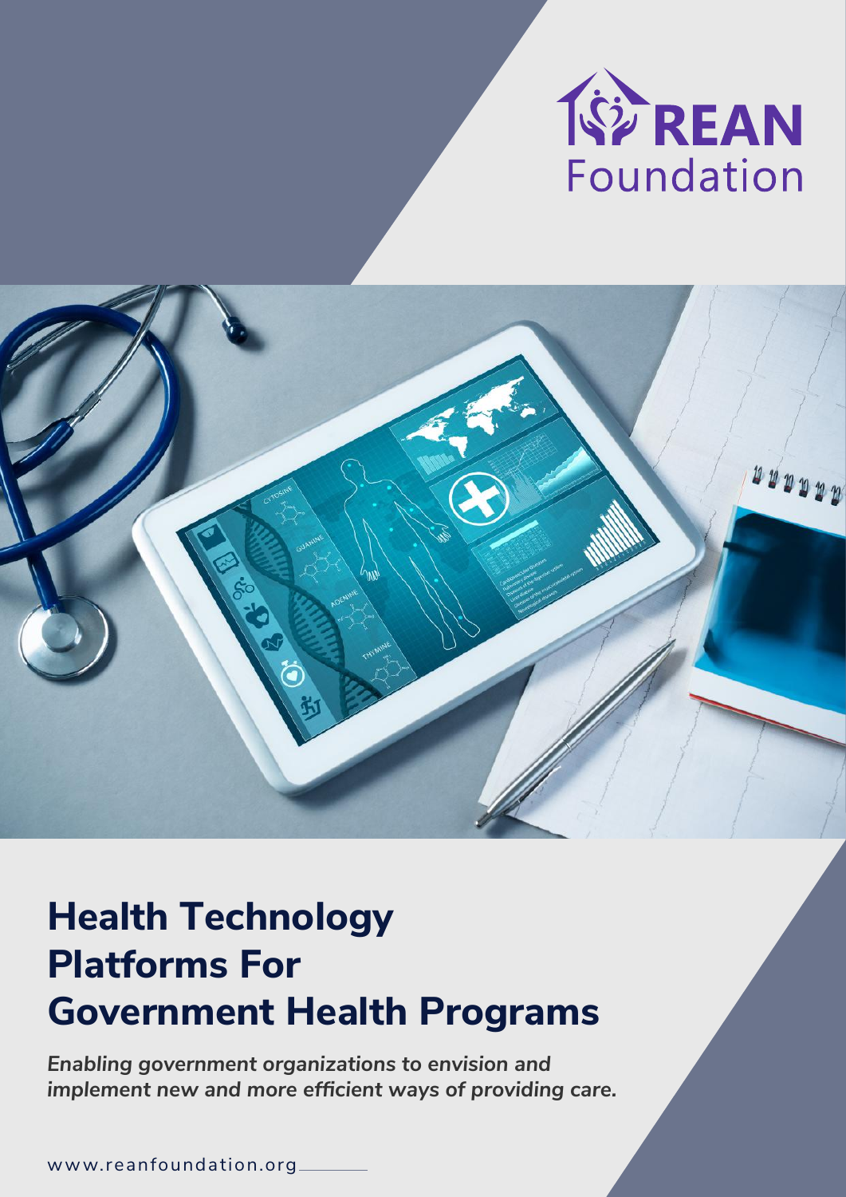REAN Foundation

# Health Technology Platforms For Government Health Programs

***Enabling government organizations to envision and implement new and more efficient ways of providing care.***

www.reanfoundation.org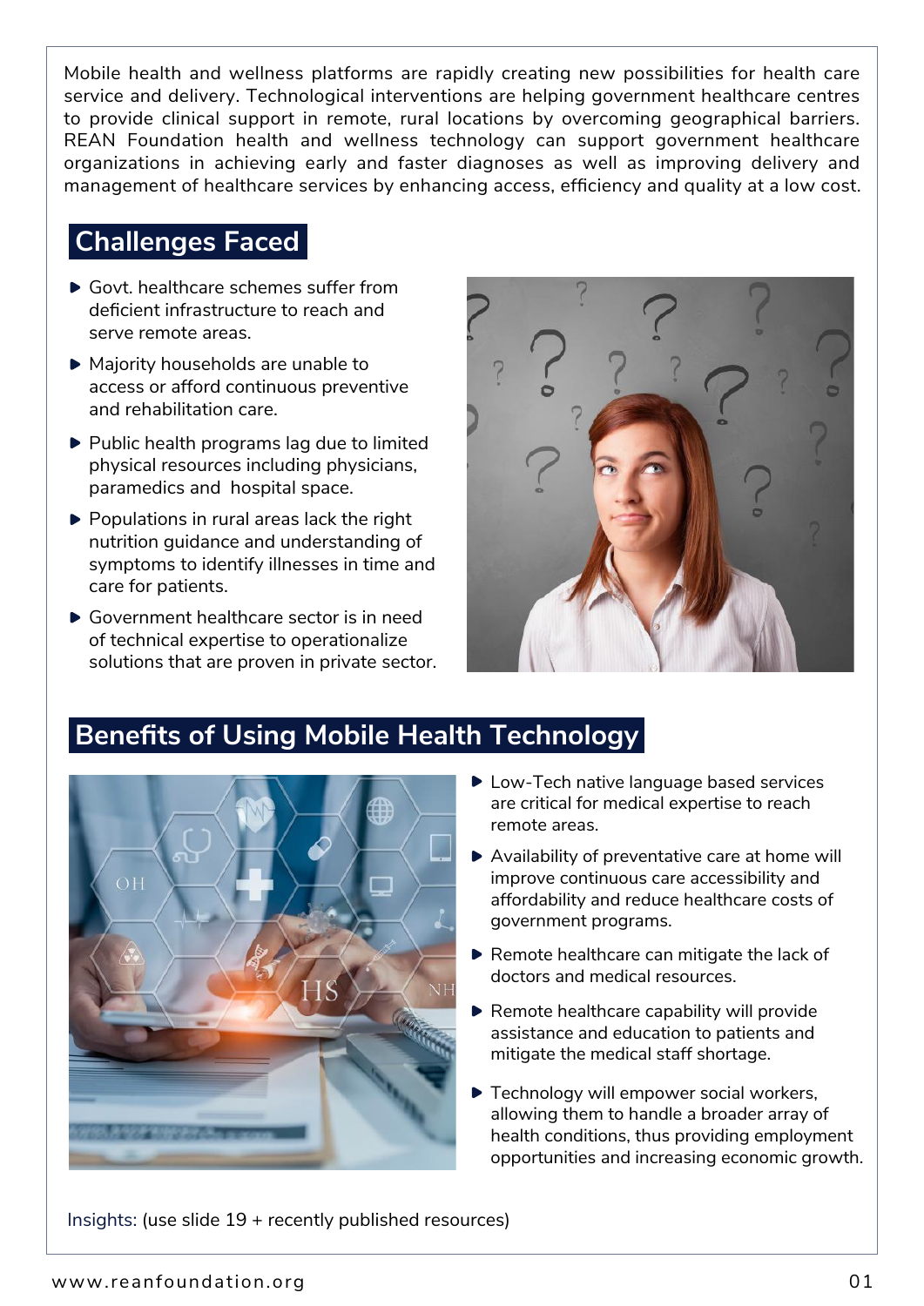Mobile health and wellness platforms are rapidly creating new possibilities for health care service and delivery. Technological interventions are helping government healthcare centres to provide clinical support in remote, rural locations by overcoming geographical barriers. REAN Foundation health and wellness technology can support government healthcare organizations in achieving early and faster diagnoses as well as improving delivery and management of healthcare services by enhancing access, efficiency and quality at a low cost.

## Challenges Faced

- Govt. healthcare schemes suffer from deficient infrastructure to reach and serve remote areas.
- Majority households are unable to access or afford continuous preventive and rehabilitation care.
- Public health programs lag due to limited physical resources including physicians, paramedics and hospital space.
- Populations in rural areas lack the right nutrition guidance and understanding of symptoms to identify illnesses in time and care for patients.
- Government healthcare sector is in need of technical expertise to operationalize solutions that are proven in private sector.

## Benefits of Using Mobile Health Technology

- Low-Tech native language based services are critical for medical expertise to reach remote areas.
- Availability of preventative care at home will improve continuous care accessibility and affordability and reduce healthcare costs of government programs.
- Remote healthcare can mitigate the lack of doctors and medical resources.
- Remote healthcare capability will provide assistance and education to patients and mitigate the medical staff shortage.
- Technology will empower social workers, allowing them to handle a broader array of health conditions, thus providing employment opportunities and increasing economic growth.

Insights: (use slide 19 + recently published resources)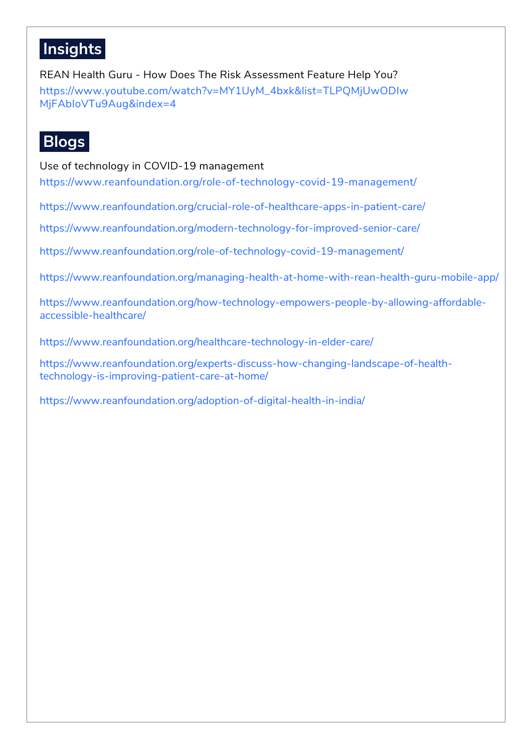## Insights

REAN Health Guru - How Does The Risk Assessment Feature Help You?

https://www.youtube.com/watch?v=MY1UyM_4bxk&list=TLPQMjUwODIwMjFAbIoVTu9Aug&index=4

## Blogs

Use of technology in COVID-19 management

https://www.reanfoundation.org/role-of-technology-covid-19-management/

https://www.reanfoundation.org/crucial-role-of-healthcare-apps-in-patient-care/

https://www.reanfoundation.org/modern-technology-for-improved-senior-care/

https://www.reanfoundation.org/role-of-technology-covid-19-management/

https://www.reanfoundation.org/managing-health-at-home-with-rean-health-guru-mobile-app/

https://www.reanfoundation.org/how-technology-empowers-people-by-allowing-affordable-accessible-healthcare/

https://www.reanfoundation.org/healthcare-technology-in-elder-care/

https://www.reanfoundation.org/experts-discuss-how-changing-landscape-of-health-technology-is-improving-patient-care-at-home/

https://www.reanfoundation.org/adoption-of-digital-health-in-india/